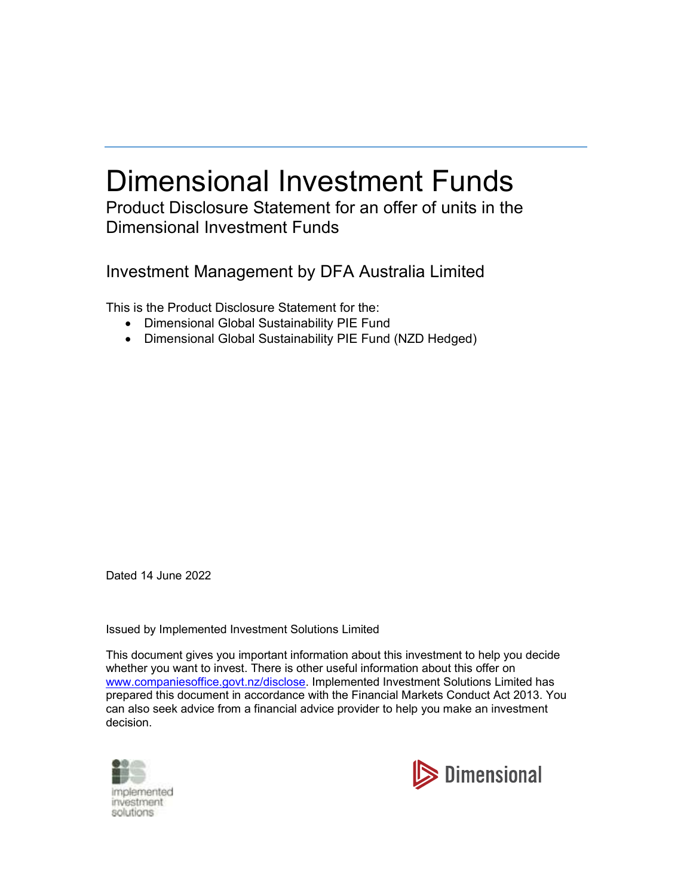# Dimensional Investment Funds

## Product Disclosure Statement for an offer of units in the Dimensional Investment Funds

## Investment Management by DFA Australia Limited

This is the Product Disclosure Statement for the:

- Dimensional Global Sustainability PIE Fund
- Dimensional Global Sustainability PIE Fund (NZD Hedged)

Dated 14 June 2022

Issued by Implemented Investment Solutions Limited

This document gives you important information about this investment to help you decide whether you want to invest. There is other useful information about this offer on www.companiesoffice.govt.nz/disclose. Implemented Investment Solutions Limited has prepared this document in accordance with the Financial Markets Conduct Act 2013. You can also seek advice from a financial advice provider to help you make an investment decision.

implemented investment solutions

Dimensional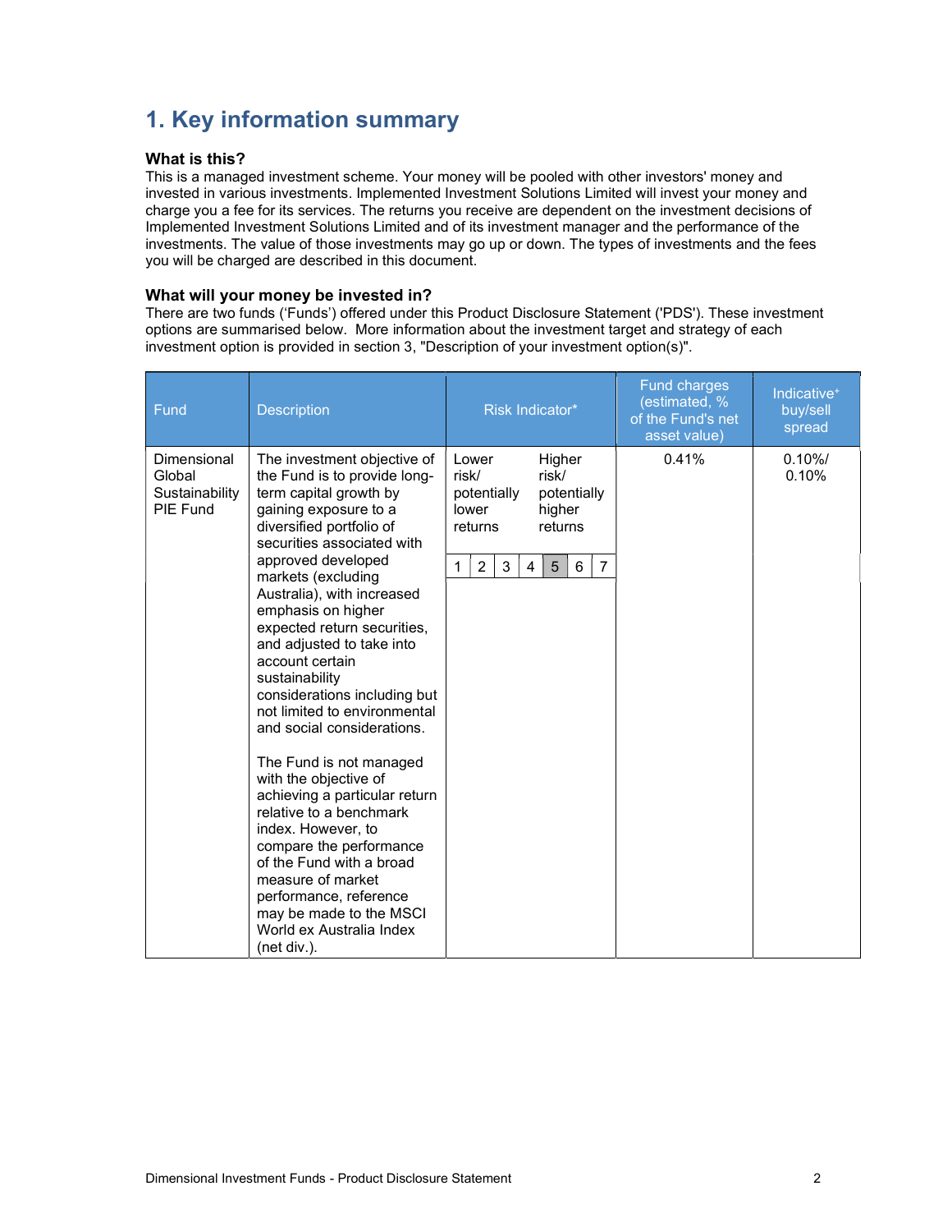# 1. Key information summary

### What is this?

This is a managed investment scheme. Your money will be pooled with other investors' money and invested in various investments. Implemented Investment Solutions Limited will invest your money and charge you a fee for its services. The returns you receive are dependent on the investment decisions of Implemented Investment Solutions Limited and of its investment manager and the performance of the investments. The value of those investments may go up or down. The types of investments and the fees you will be charged are described in this document.

### What will your money be invested in?

There are two funds ('Funds') offered under this Product Disclosure Statement ('PDS'). These investment options are summarised below. More information about the investment target and strategy of each investment option is provided in section 3, "Description of your investment option(s)".

| Fund | Description | Risk Indicator* | Fund charges (estimated, % of the Fund's net asset value) | Indicative* buy/sell spread |
|---|---|---|---|---|
| Dimensional Global Sustainability PIE Fund | The investment objective of the Fund is to provide long-term capital growth by gaining exposure to a diversified portfolio of securities associated with approved developed markets (excluding Australia), with increased emphasis on higher expected return securities, and adjusted to take into account certain sustainability considerations including but not limited to environmental and social considerations.<br><br>The Fund is not managed with the objective of achieving a particular return relative to a benchmark index. However, to compare the performance of the Fund with a broad measure of market performance, reference may be made to the MSCI World ex Australia Index (net div.). | Lower risk/ potentially lower returns — Higher risk/ potentially higher returns<br>1 2 3 4 **[5]** 6 7 | 0.41% | 0.10%/ 0.10% |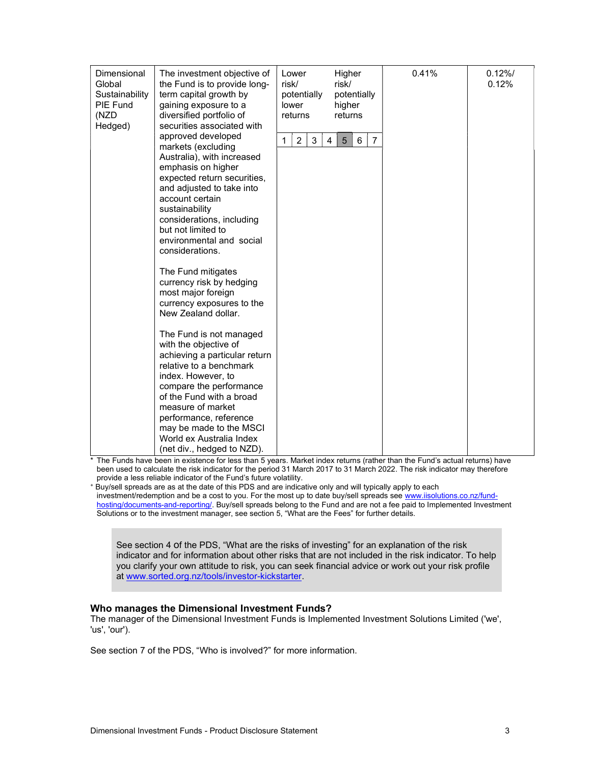| | | | | |
|---|---|---|---|---|
| Dimensional Global Sustainability PIE Fund (NZD Hedged) | The investment objective of the Fund is to provide long-term capital growth by gaining exposure to a diversified portfolio of securities associated with approved developed markets (excluding Australia), with increased emphasis on higher expected return securities, and adjusted to take into account certain sustainability considerations, including but not limited to environmental and social considerations.<br><br>The Fund mitigates currency risk by hedging most major foreign currency exposures to the New Zealand dollar.<br><br>The Fund is not managed with the objective of achieving a particular return relative to a benchmark index. However, to compare the performance of the Fund with a broad measure of market performance, reference may be made to the MSCI World ex Australia Index (net div., hedged to NZD). | Lower risk/ potentially lower returns — Higher risk/ potentially higher returns<br><br>1 \| 2 \| 3 \| 4 \| **5** \| 6 \| 7 | 0.41% | 0.12%/ 0.12% |

\* The Funds have been in existence for less than 5 years. Market index returns (rather than the Fund's actual returns) have been used to calculate the risk indicator for the period 31 March 2017 to 31 March 2022. The risk indicator may therefore provide a less reliable indicator of the Fund's future volatility.

+ Buy/sell spreads are as at the date of this PDS and are indicative only and will typically apply to each investment/redemption and be a cost to you. For the most up to date buy/sell spreads see www.iisolutions.co.nz/fund-hosting/documents-and-reporting/. Buy/sell spreads belong to the Fund and are not a fee paid to Implemented Investment Solutions or to the investment manager, see section 5, "What are the Fees" for further details.

> See section 4 of the PDS, "What are the risks of investing" for an explanation of the risk indicator and for information about other risks that are not included in the risk indicator. To help you clarify your own attitude to risk, you can seek financial advice or work out your risk profile at www.sorted.org.nz/tools/investor-kickstarter.

### Who manages the Dimensional Investment Funds?

The manager of the Dimensional Investment Funds is Implemented Investment Solutions Limited ('we', 'us', 'our').

See section 7 of the PDS, "Who is involved?" for more information.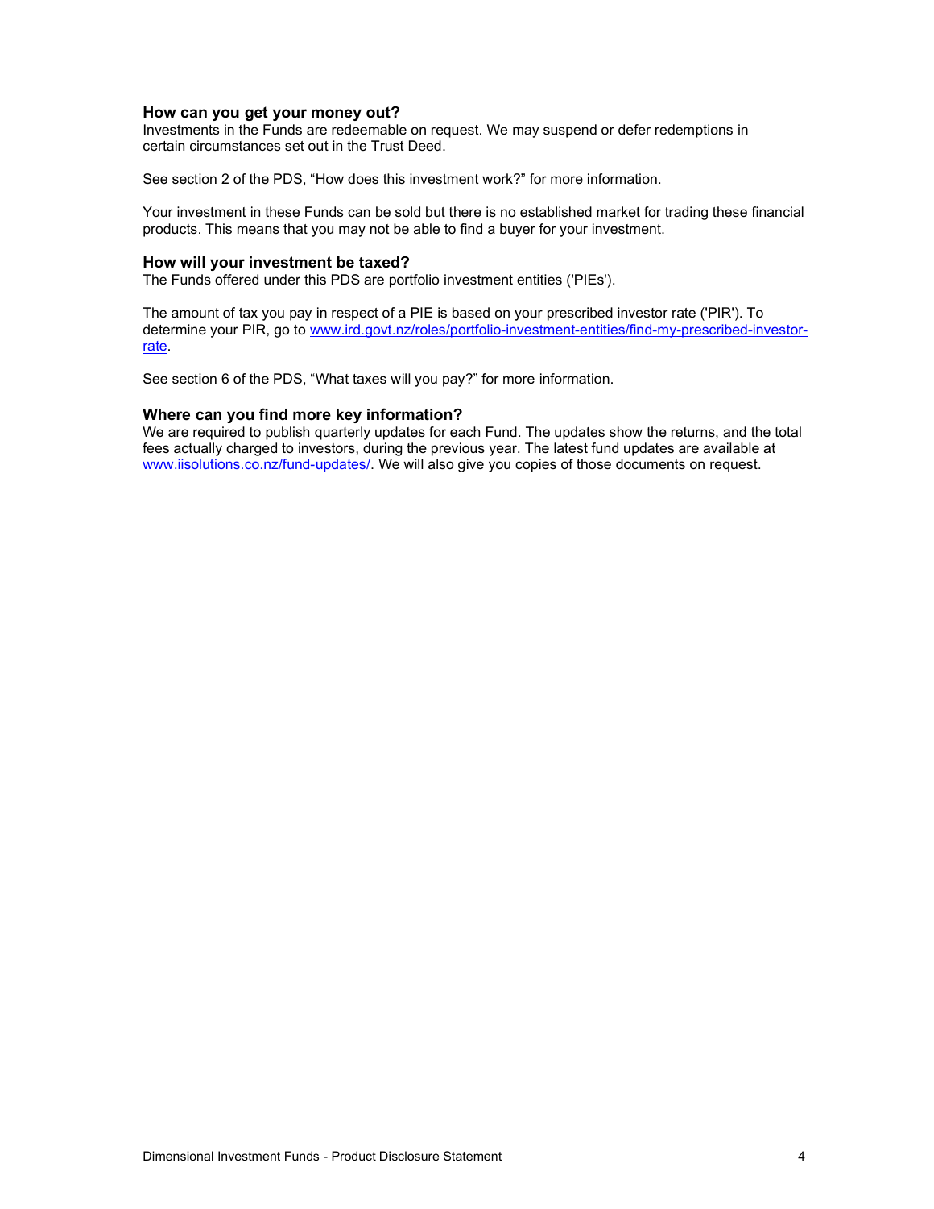### How can you get your money out?

Investments in the Funds are redeemable on request. We may suspend or defer redemptions in certain circumstances set out in the Trust Deed.

See section 2 of the PDS, "How does this investment work?" for more information.

Your investment in these Funds can be sold but there is no established market for trading these financial products. This means that you may not be able to find a buyer for your investment.

### How will your investment be taxed?

The Funds offered under this PDS are portfolio investment entities ('PIEs').

The amount of tax you pay in respect of a PIE is based on your prescribed investor rate ('PIR'). To determine your PIR, go to [www.ird.govt.nz/roles/portfolio-investment-entities/find-my-prescribed-investor-rate](www.ird.govt.nz/roles/portfolio-investment-entities/find-my-prescribed-investor-rate).

See section 6 of the PDS, "What taxes will you pay?" for more information.

### Where can you find more key information?

We are required to publish quarterly updates for each Fund. The updates show the returns, and the total fees actually charged to investors, during the previous year. The latest fund updates are available at [www.iisolutions.co.nz/fund-updates/](www.iisolutions.co.nz/fund-updates/). We will also give you copies of those documents on request.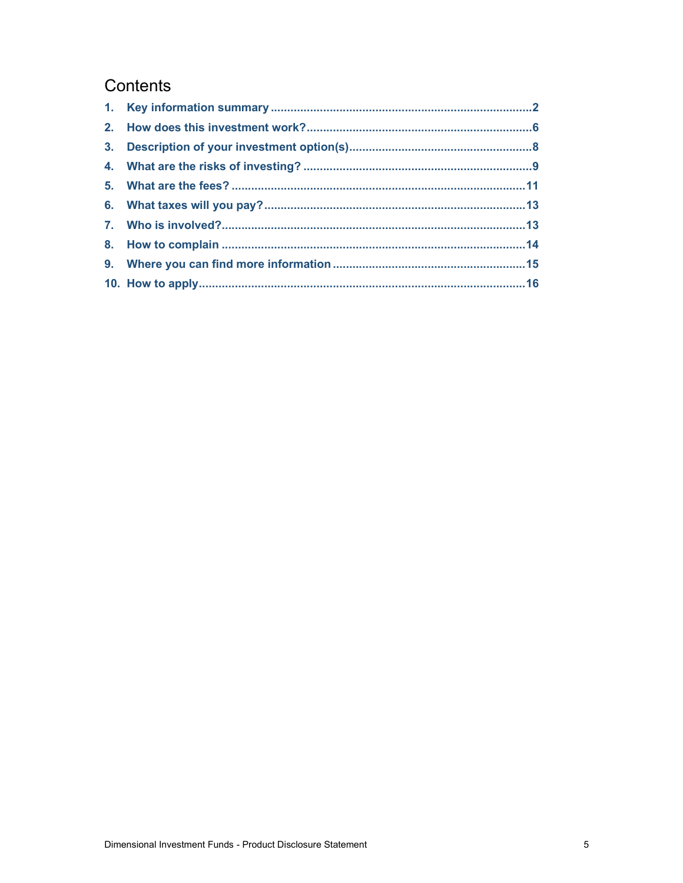## Contents

1. **Key information summary** ...................................................... 2
2. **How does this investment work?** ...................................................... 6
3. **Description of your investment option(s)** ...................................................... 8
4. **What are the risks of investing?** ...................................................... 9
5. **What are the fees?** ...................................................... 11
6. **What taxes will you pay?** ...................................................... 13
7. **Who is involved?** ...................................................... 13
8. **How to complain** ...................................................... 14
9. **Where you can find more information** ...................................................... 15
10. **How to apply** ...................................................... 16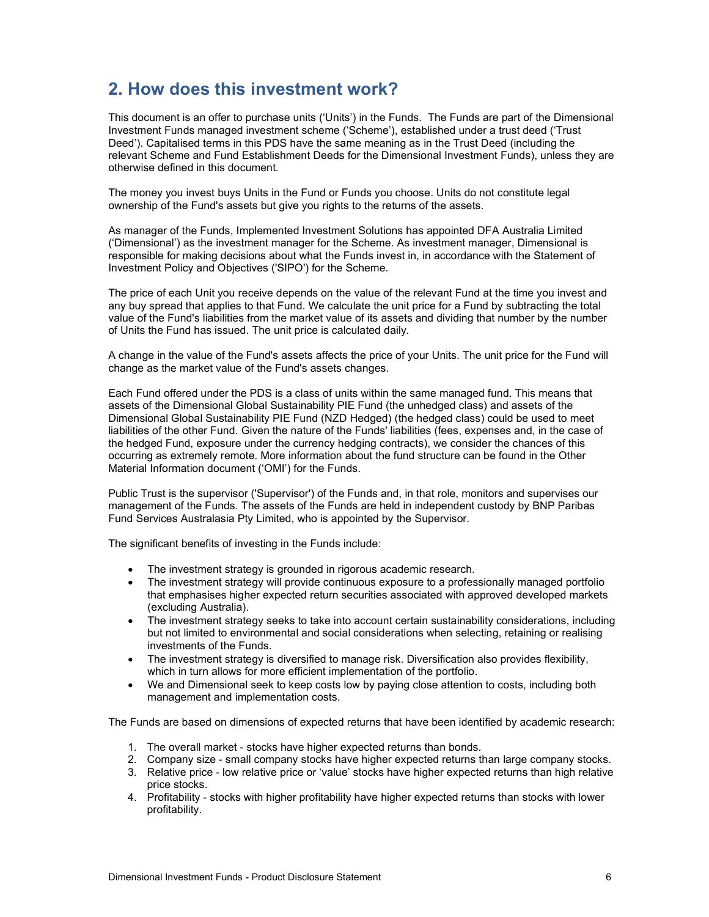## 2. How does this investment work?

This document is an offer to purchase units ('Units') in the Funds. The Funds are part of the Dimensional Investment Funds managed investment scheme ('Scheme'), established under a trust deed ('Trust Deed'). Capitalised terms in this PDS have the same meaning as in the Trust Deed (including the relevant Scheme and Fund Establishment Deeds for the Dimensional Investment Funds), unless they are otherwise defined in this document.

The money you invest buys Units in the Fund or Funds you choose. Units do not constitute legal ownership of the Fund's assets but give you rights to the returns of the assets.

As manager of the Funds, Implemented Investment Solutions has appointed DFA Australia Limited ('Dimensional') as the investment manager for the Scheme. As investment manager, Dimensional is responsible for making decisions about what the Funds invest in, in accordance with the Statement of Investment Policy and Objectives ('SIPO') for the Scheme.

The price of each Unit you receive depends on the value of the relevant Fund at the time you invest and any buy spread that applies to that Fund. We calculate the unit price for a Fund by subtracting the total value of the Fund's liabilities from the market value of its assets and dividing that number by the number of Units the Fund has issued. The unit price is calculated daily.

A change in the value of the Fund's assets affects the price of your Units. The unit price for the Fund will change as the market value of the Fund's assets changes.

Each Fund offered under the PDS is a class of units within the same managed fund. This means that assets of the Dimensional Global Sustainability PIE Fund (the unhedged class) and assets of the Dimensional Global Sustainability PIE Fund (NZD Hedged) (the hedged class) could be used to meet liabilities of the other Fund. Given the nature of the Funds' liabilities (fees, expenses and, in the case of the hedged Fund, exposure under the currency hedging contracts), we consider the chances of this occurring as extremely remote. More information about the fund structure can be found in the Other Material Information document ('OMI') for the Funds.

Public Trust is the supervisor ('Supervisor') of the Funds and, in that role, monitors and supervises our management of the Funds. The assets of the Funds are held in independent custody by BNP Paribas Fund Services Australasia Pty Limited, who is appointed by the Supervisor.

The significant benefits of investing in the Funds include:

- The investment strategy is grounded in rigorous academic research.
- The investment strategy will provide continuous exposure to a professionally managed portfolio that emphasises higher expected return securities associated with approved developed markets (excluding Australia).
- The investment strategy seeks to take into account certain sustainability considerations, including but not limited to environmental and social considerations when selecting, retaining or realising investments of the Funds.
- The investment strategy is diversified to manage risk. Diversification also provides flexibility, which in turn allows for more efficient implementation of the portfolio.
- We and Dimensional seek to keep costs low by paying close attention to costs, including both management and implementation costs.

The Funds are based on dimensions of expected returns that have been identified by academic research:

1. The overall market - stocks have higher expected returns than bonds.
2. Company size - small company stocks have higher expected returns than large company stocks.
3. Relative price - low relative price or 'value' stocks have higher expected returns than high relative price stocks.
4. Profitability - stocks with higher profitability have higher expected returns than stocks with lower profitability.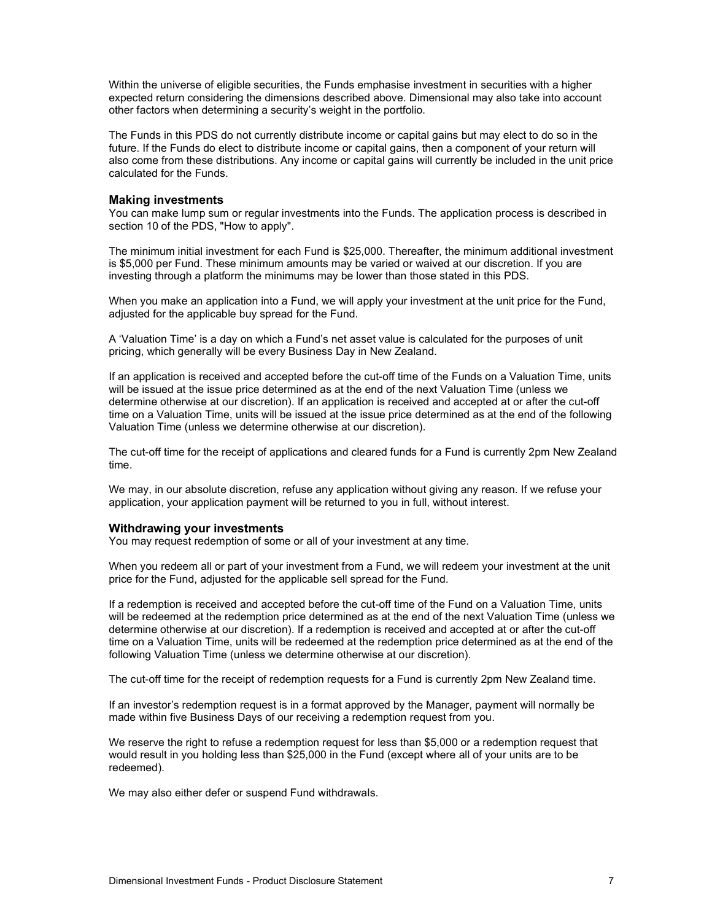Within the universe of eligible securities, the Funds emphasise investment in securities with a higher expected return considering the dimensions described above. Dimensional may also take into account other factors when determining a security's weight in the portfolio.

The Funds in this PDS do not currently distribute income or capital gains but may elect to do so in the future. If the Funds do elect to distribute income or capital gains, then a component of your return will also come from these distributions. Any income or capital gains will currently be included in the unit price calculated for the Funds.

### Making investments

You can make lump sum or regular investments into the Funds. The application process is described in section 10 of the PDS, "How to apply".

The minimum initial investment for each Fund is $25,000. Thereafter, the minimum additional investment is $5,000 per Fund. These minimum amounts may be varied or waived at our discretion. If you are investing through a platform the minimums may be lower than those stated in this PDS.

When you make an application into a Fund, we will apply your investment at the unit price for the Fund, adjusted for the applicable buy spread for the Fund.

A 'Valuation Time' is a day on which a Fund's net asset value is calculated for the purposes of unit pricing, which generally will be every Business Day in New Zealand.

If an application is received and accepted before the cut-off time of the Funds on a Valuation Time, units will be issued at the issue price determined as at the end of the next Valuation Time (unless we determine otherwise at our discretion). If an application is received and accepted at or after the cut-off time on a Valuation Time, units will be issued at the issue price determined as at the end of the following Valuation Time (unless we determine otherwise at our discretion).

The cut-off time for the receipt of applications and cleared funds for a Fund is currently 2pm New Zealand time.

We may, in our absolute discretion, refuse any application without giving any reason. If we refuse your application, your application payment will be returned to you in full, without interest.

### Withdrawing your investments

You may request redemption of some or all of your investment at any time.

When you redeem all or part of your investment from a Fund, we will redeem your investment at the unit price for the Fund, adjusted for the applicable sell spread for the Fund.

If a redemption is received and accepted before the cut-off time of the Fund on a Valuation Time, units will be redeemed at the redemption price determined as at the end of the next Valuation Time (unless we determine otherwise at our discretion). If a redemption is received and accepted at or after the cut-off time on a Valuation Time, units will be redeemed at the redemption price determined as at the end of the following Valuation Time (unless we determine otherwise at our discretion).

The cut-off time for the receipt of redemption requests for a Fund is currently 2pm New Zealand time.

If an investor's redemption request is in a format approved by the Manager, payment will normally be made within five Business Days of our receiving a redemption request from you.

We reserve the right to refuse a redemption request for less than $5,000 or a redemption request that would result in you holding less than $25,000 in the Fund (except where all of your units are to be redeemed).

We may also either defer or suspend Fund withdrawals.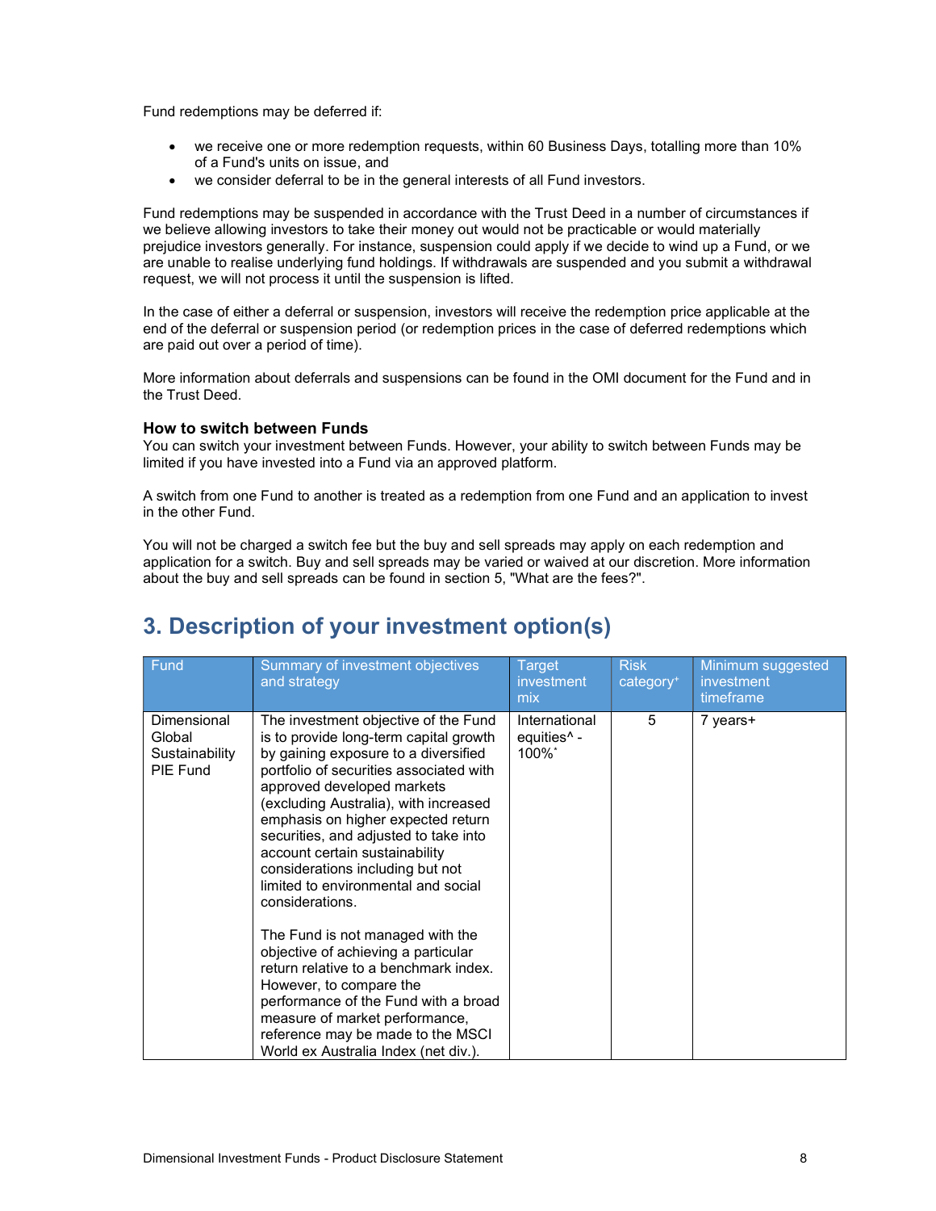Fund redemptions may be deferred if:

- we receive one or more redemption requests, within 60 Business Days, totalling more than 10% of a Fund's units on issue, and
- we consider deferral to be in the general interests of all Fund investors.

Fund redemptions may be suspended in accordance with the Trust Deed in a number of circumstances if we believe allowing investors to take their money out would not be practicable or would materially prejudice investors generally. For instance, suspension could apply if we decide to wind up a Fund, or we are unable to realise underlying fund holdings. If withdrawals are suspended and you submit a withdrawal request, we will not process it until the suspension is lifted.

In the case of either a deferral or suspension, investors will receive the redemption price applicable at the end of the deferral or suspension period (or redemption prices in the case of deferred redemptions which are paid out over a period of time).

More information about deferrals and suspensions can be found in the OMI document for the Fund and in the Trust Deed.

### How to switch between Funds

You can switch your investment between Funds. However, your ability to switch between Funds may be limited if you have invested into a Fund via an approved platform.

A switch from one Fund to another is treated as a redemption from one Fund and an application to invest in the other Fund.

You will not be charged a switch fee but the buy and sell spreads may apply on each redemption and application for a switch. Buy and sell spreads may be varied or waived at our discretion. More information about the buy and sell spreads can be found in section 5, "What are the fees?".

## 3. Description of your investment option(s)

| Fund | Summary of investment objectives and strategy | Target investment mix | Risk category+ | Minimum suggested investment timeframe |
|---|---|---|---|---|
| Dimensional Global Sustainability PIE Fund | The investment objective of the Fund is to provide long-term capital growth by gaining exposure to a diversified portfolio of securities associated with approved developed markets (excluding Australia), with increased emphasis on higher expected return securities, and adjusted to take into account certain sustainability considerations including but not limited to environmental and social considerations.<br><br>The Fund is not managed with the objective of achieving a particular return relative to a benchmark index. However, to compare the performance of the Fund with a broad measure of market performance, reference may be made to the MSCI World ex Australia Index (net div.). | International equities^ - 100%* | 5 | 7 years+ |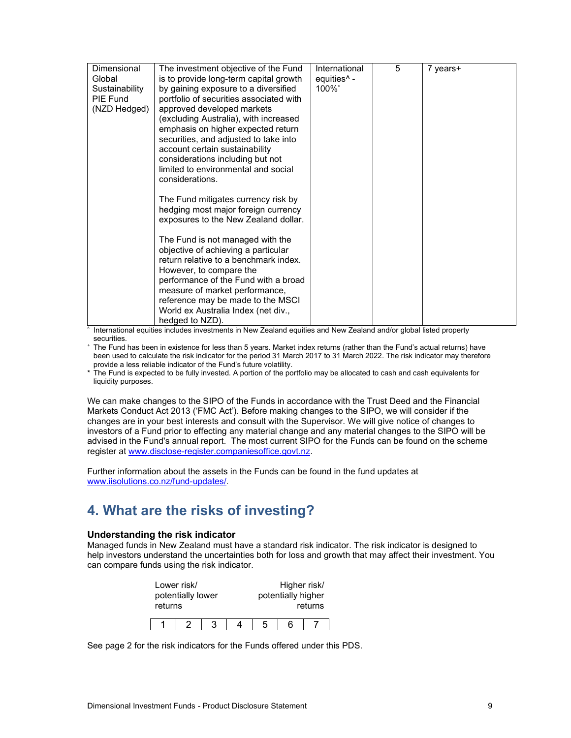| Dimensional Global Sustainability PIE Fund (NZD Hedged) | The investment objective of the Fund is to provide long-term capital growth by gaining exposure to a diversified portfolio of securities associated with approved developed markets (excluding Australia), with increased emphasis on higher expected return securities, and adjusted to take into account certain sustainability considerations including but not limited to environmental and social considerations.<br><br>The Fund mitigates currency risk by hedging most major foreign currency exposures to the New Zealand dollar.<br><br>The Fund is not managed with the objective of achieving a particular return relative to a benchmark index. However, to compare the performance of the Fund with a broad measure of market performance, reference may be made to the MSCI World ex Australia Index (net div., hedged to NZD). | International equities^ - 100%* | 5 | 7 years+ |
|---|---|---|---|---|

^ International equities includes investments in New Zealand equities and New Zealand and/or global listed property securities.

+ The Fund has been in existence for less than 5 years. Market index returns (rather than the Fund's actual returns) have been used to calculate the risk indicator for the period 31 March 2017 to 31 March 2022. The risk indicator may therefore provide a less reliable indicator of the Fund's future volatility.

* The Fund is expected to be fully invested. A portion of the portfolio may be allocated to cash and cash equivalents for liquidity purposes.

We can make changes to the SIPO of the Funds in accordance with the Trust Deed and the Financial Markets Conduct Act 2013 ('FMC Act'). Before making changes to the SIPO, we will consider if the changes are in your best interests and consult with the Supervisor. We will give notice of changes to investors of a Fund prior to effecting any material change and any material changes to the SIPO will be advised in the Fund's annual report. The most current SIPO for the Funds can be found on the scheme register at www.disclose-register.companiesoffice.govt.nz.

Further information about the assets in the Funds can be found in the fund updates at www.iisolutions.co.nz/fund-updates/.

## 4. What are the risks of investing?

### Understanding the risk indicator

Managed funds in New Zealand must have a standard risk indicator. The risk indicator is designed to help investors understand the uncertainties both for loss and growth that may affect their investment. You can compare funds using the risk indicator.

Lower risk/ potentially lower returns — Higher risk/ potentially higher returns

| 1 | 2 | 3 | 4 | 5 | 6 | 7 |
|---|---|---|---|---|---|---|

See page 2 for the risk indicators for the Funds offered under this PDS.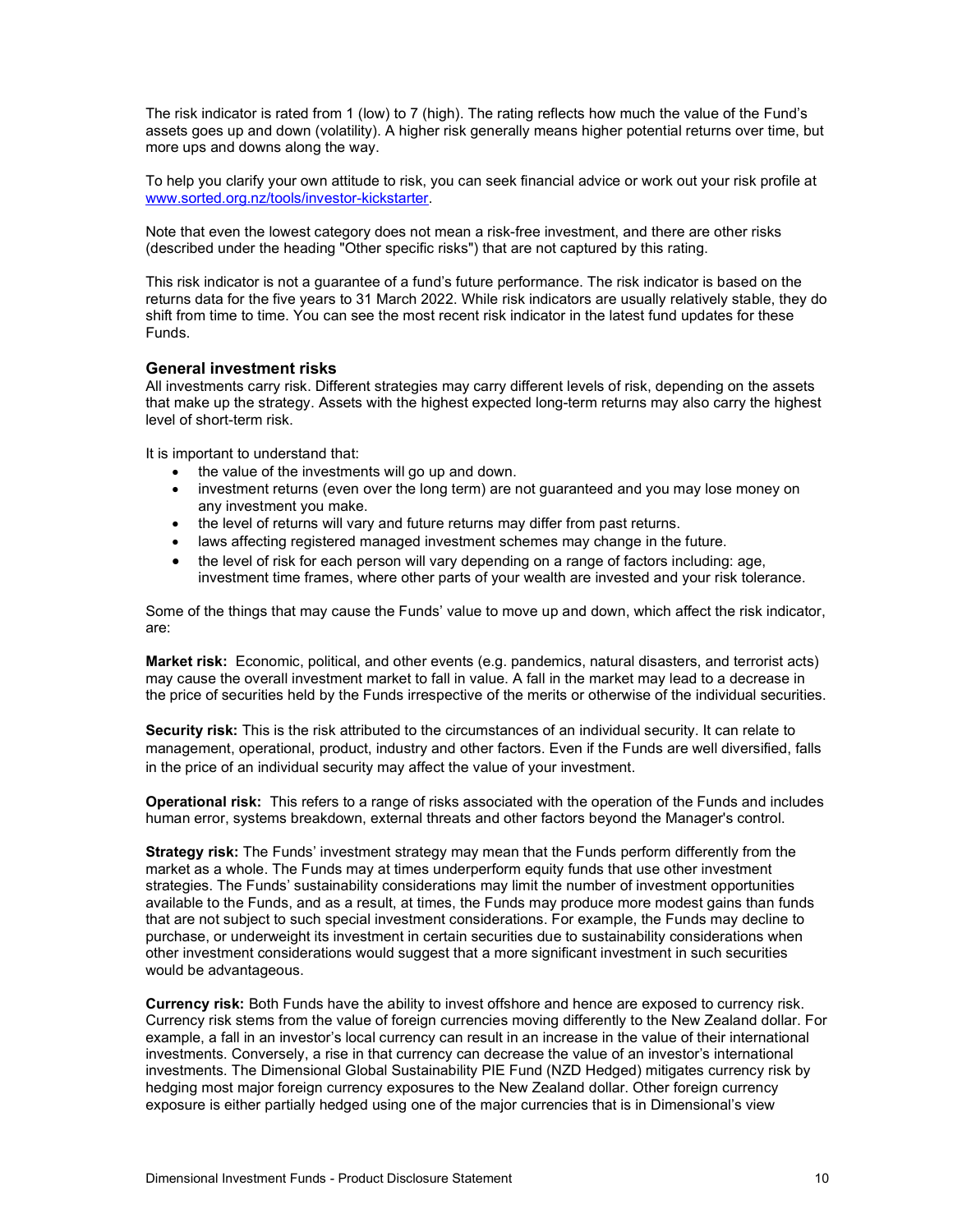The risk indicator is rated from 1 (low) to 7 (high). The rating reflects how much the value of the Fund's assets goes up and down (volatility). A higher risk generally means higher potential returns over time, but more ups and downs along the way.

To help you clarify your own attitude to risk, you can seek financial advice or work out your risk profile at [www.sorted.org.nz/tools/investor-kickstarter](www.sorted.org.nz/tools/investor-kickstarter).

Note that even the lowest category does not mean a risk-free investment, and there are other risks (described under the heading "Other specific risks") that are not captured by this rating.

This risk indicator is not a guarantee of a fund's future performance. The risk indicator is based on the returns data for the five years to 31 March 2022. While risk indicators are usually relatively stable, they do shift from time to time. You can see the most recent risk indicator in the latest fund updates for these Funds.

### General investment risks

All investments carry risk. Different strategies may carry different levels of risk, depending on the assets that make up the strategy. Assets with the highest expected long-term returns may also carry the highest level of short-term risk.

It is important to understand that:

- the value of the investments will go up and down.
- investment returns (even over the long term) are not guaranteed and you may lose money on any investment you make.
- the level of returns will vary and future returns may differ from past returns.
- laws affecting registered managed investment schemes may change in the future.
- the level of risk for each person will vary depending on a range of factors including: age, investment time frames, where other parts of your wealth are invested and your risk tolerance.

Some of the things that may cause the Funds' value to move up and down, which affect the risk indicator, are:

**Market risk:** Economic, political, and other events (e.g. pandemics, natural disasters, and terrorist acts) may cause the overall investment market to fall in value. A fall in the market may lead to a decrease in the price of securities held by the Funds irrespective of the merits or otherwise of the individual securities.

**Security risk:** This is the risk attributed to the circumstances of an individual security. It can relate to management, operational, product, industry and other factors. Even if the Funds are well diversified, falls in the price of an individual security may affect the value of your investment.

**Operational risk:** This refers to a range of risks associated with the operation of the Funds and includes human error, systems breakdown, external threats and other factors beyond the Manager's control.

**Strategy risk:** The Funds' investment strategy may mean that the Funds perform differently from the market as a whole. The Funds may at times underperform equity funds that use other investment strategies. The Funds' sustainability considerations may limit the number of investment opportunities available to the Funds, and as a result, at times, the Funds may produce more modest gains than funds that are not subject to such special investment considerations. For example, the Funds may decline to purchase, or underweight its investment in certain securities due to sustainability considerations when other investment considerations would suggest that a more significant investment in such securities would be advantageous.

**Currency risk:** Both Funds have the ability to invest offshore and hence are exposed to currency risk. Currency risk stems from the value of foreign currencies moving differently to the New Zealand dollar. For example, a fall in an investor's local currency can result in an increase in the value of their international investments. Conversely, a rise in that currency can decrease the value of an investor's international investments. The Dimensional Global Sustainability PIE Fund (NZD Hedged) mitigates currency risk by hedging most major foreign currency exposures to the New Zealand dollar. Other foreign currency exposure is either partially hedged using one of the major currencies that is in Dimensional's view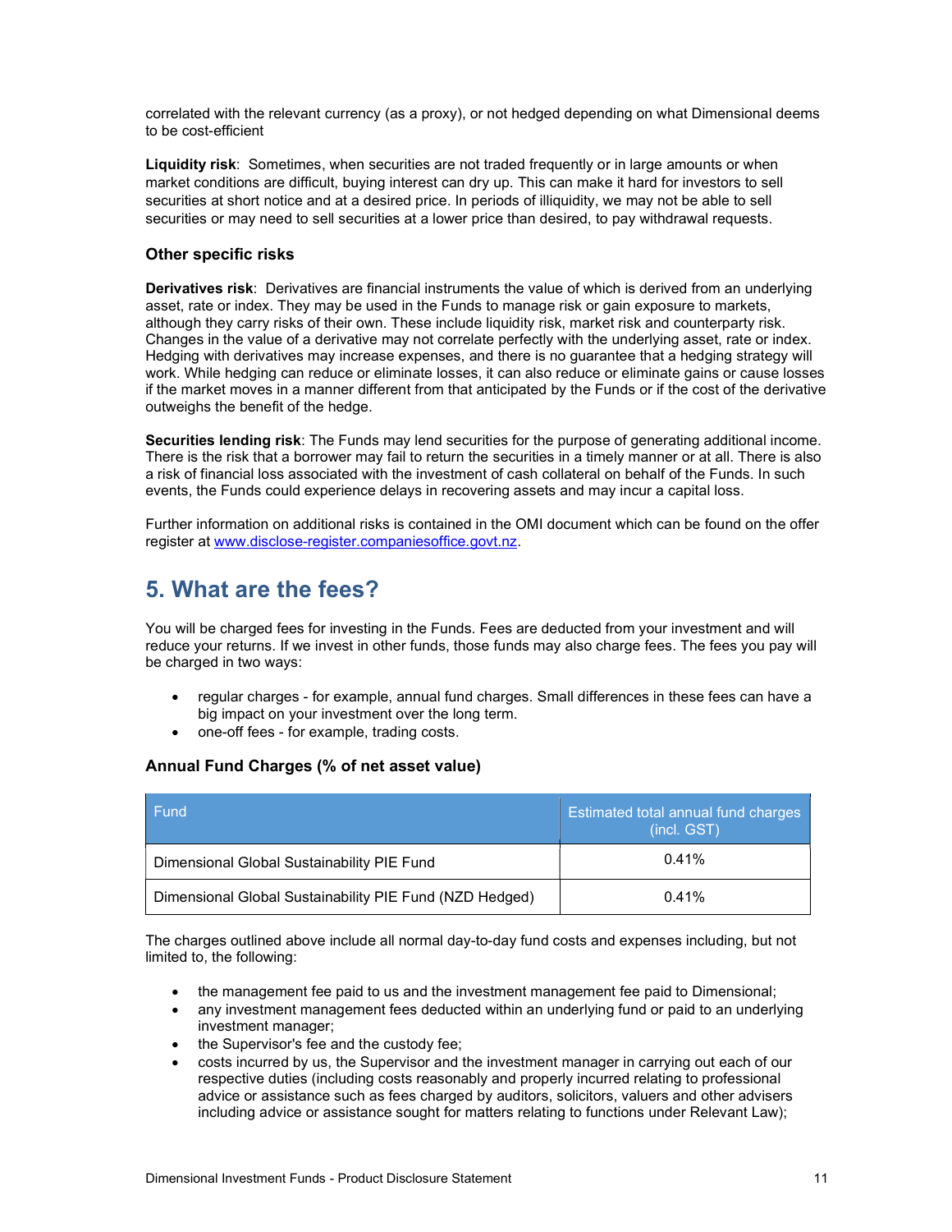correlated with the relevant currency (as a proxy), or not hedged depending on what Dimensional deems to be cost-efficient

**Liquidity risk**: Sometimes, when securities are not traded frequently or in large amounts or when market conditions are difficult, buying interest can dry up. This can make it hard for investors to sell securities at short notice and at a desired price. In periods of illiquidity, we may not be able to sell securities or may need to sell securities at a lower price than desired, to pay withdrawal requests.

### Other specific risks

**Derivatives risk**: Derivatives are financial instruments the value of which is derived from an underlying asset, rate or index. They may be used in the Funds to manage risk or gain exposure to markets, although they carry risks of their own. These include liquidity risk, market risk and counterparty risk. Changes in the value of a derivative may not correlate perfectly with the underlying asset, rate or index. Hedging with derivatives may increase expenses, and there is no guarantee that a hedging strategy will work. While hedging can reduce or eliminate losses, it can also reduce or eliminate gains or cause losses if the market moves in a manner different from that anticipated by the Funds or if the cost of the derivative outweighs the benefit of the hedge.

**Securities lending risk**: The Funds may lend securities for the purpose of generating additional income. There is the risk that a borrower may fail to return the securities in a timely manner or at all. There is also a risk of financial loss associated with the investment of cash collateral on behalf of the Funds. In such events, the Funds could experience delays in recovering assets and may incur a capital loss.

Further information on additional risks is contained in the OMI document which can be found on the offer register at www.disclose-register.companiesoffice.govt.nz.

## 5. What are the fees?

You will be charged fees for investing in the Funds. Fees are deducted from your investment and will reduce your returns. If we invest in other funds, those funds may also charge fees. The fees you pay will be charged in two ways:

- regular charges - for example, annual fund charges. Small differences in these fees can have a big impact on your investment over the long term.
- one-off fees - for example, trading costs.

### Annual Fund Charges (% of net asset value)

| Fund | Estimated total annual fund charges (incl. GST) |
|---|---|
| Dimensional Global Sustainability PIE Fund | 0.41% |
| Dimensional Global Sustainability PIE Fund (NZD Hedged) | 0.41% |

The charges outlined above include all normal day-to-day fund costs and expenses including, but not limited to, the following:

- the management fee paid to us and the investment management fee paid to Dimensional;
- any investment management fees deducted within an underlying fund or paid to an underlying investment manager;
- the Supervisor's fee and the custody fee;
- costs incurred by us, the Supervisor and the investment manager in carrying out each of our respective duties (including costs reasonably and properly incurred relating to professional advice or assistance such as fees charged by auditors, solicitors, valuers and other advisers including advice or assistance sought for matters relating to functions under Relevant Law);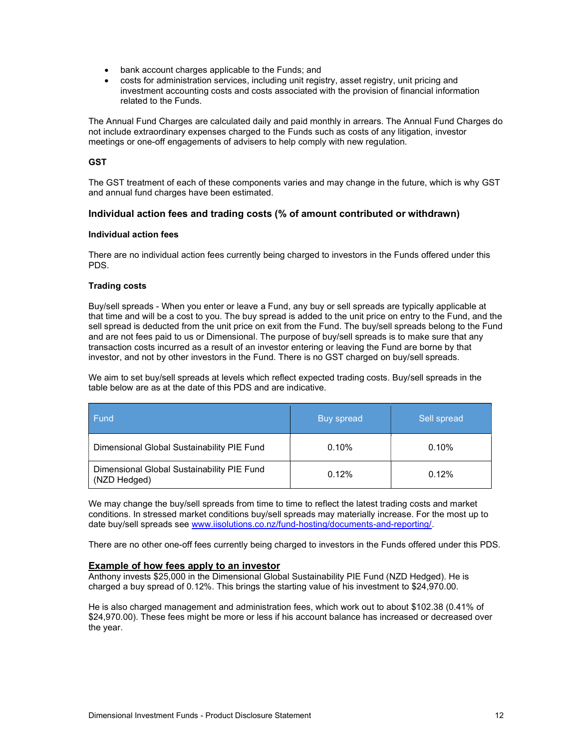- bank account charges applicable to the Funds; and
- costs for administration services, including unit registry, asset registry, unit pricing and investment accounting costs and costs associated with the provision of financial information related to the Funds.

The Annual Fund Charges are calculated daily and paid monthly in arrears. The Annual Fund Charges do not include extraordinary expenses charged to the Funds such as costs of any litigation, investor meetings or one-off engagements of advisers to help comply with new regulation.

**GST**

The GST treatment of each of these components varies and may change in the future, which is why GST and annual fund charges have been estimated.

### Individual action fees and trading costs (% of amount contributed or withdrawn)

**Individual action fees**

There are no individual action fees currently being charged to investors in the Funds offered under this PDS.

**Trading costs**

Buy/sell spreads - When you enter or leave a Fund, any buy or sell spreads are typically applicable at that time and will be a cost to you. The buy spread is added to the unit price on entry to the Fund, and the sell spread is deducted from the unit price on exit from the Fund. The buy/sell spreads belong to the Fund and are not fees paid to us or Dimensional. The purpose of buy/sell spreads is to make sure that any transaction costs incurred as a result of an investor entering or leaving the Fund are borne by that investor, and not by other investors in the Fund. There is no GST charged on buy/sell spreads.

We aim to set buy/sell spreads at levels which reflect expected trading costs. Buy/sell spreads in the table below are as at the date of this PDS and are indicative.

| Fund | Buy spread | Sell spread |
|---|---|---|
| Dimensional Global Sustainability PIE Fund | 0.10% | 0.10% |
| Dimensional Global Sustainability PIE Fund (NZD Hedged) | 0.12% | 0.12% |

We may change the buy/sell spreads from time to time to reflect the latest trading costs and market conditions. In stressed market conditions buy/sell spreads may materially increase. For the most up to date buy/sell spreads see www.iisolutions.co.nz/fund-hosting/documents-and-reporting/.

There are no other one-off fees currently being charged to investors in the Funds offered under this PDS.

**Example of how fees apply to an investor**

Anthony invests $25,000 in the Dimensional Global Sustainability PIE Fund (NZD Hedged). He is charged a buy spread of 0.12%. This brings the starting value of his investment to $24,970.00.

He is also charged management and administration fees, which work out to about $102.38 (0.41% of $24,970.00). These fees might be more or less if his account balance has increased or decreased over the year.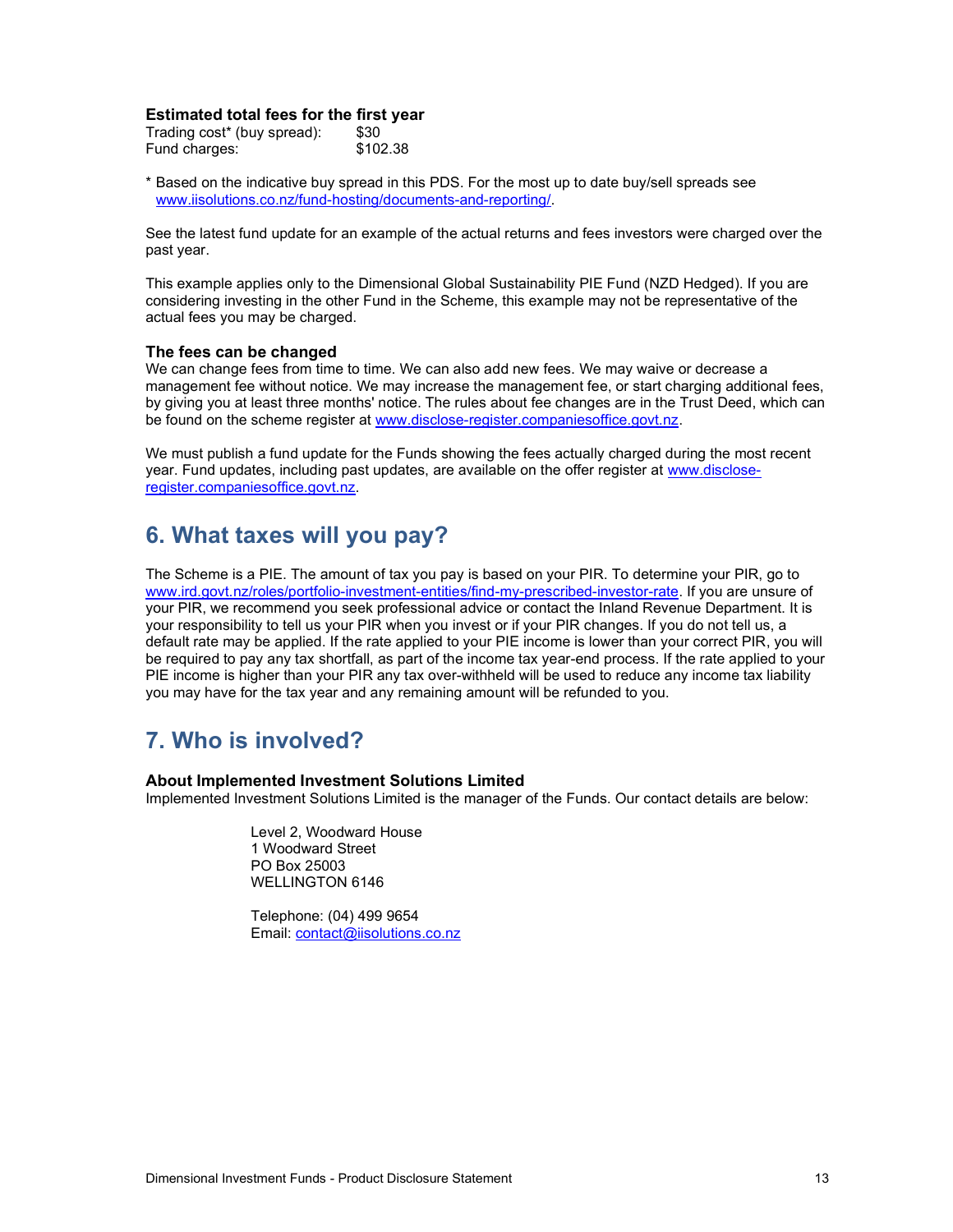### Estimated total fees for the first year

| | |
|---|---|
| Trading cost* (buy spread): | $30 |
| Fund charges: | $102.38 |

* Based on the indicative buy spread in this PDS. For the most up to date buy/sell spreads see [www.iisolutions.co.nz/fund-hosting/documents-and-reporting/](www.iisolutions.co.nz/fund-hosting/documents-and-reporting/).

See the latest fund update for an example of the actual returns and fees investors were charged over the past year.

This example applies only to the Dimensional Global Sustainability PIE Fund (NZD Hedged). If you are considering investing in the other Fund in the Scheme, this example may not be representative of the actual fees you may be charged.

### The fees can be changed

We can change fees from time to time. We can also add new fees. We may waive or decrease a management fee without notice. We may increase the management fee, or start charging additional fees, by giving you at least three months' notice. The rules about fee changes are in the Trust Deed, which can be found on the scheme register at [www.disclose-register.companiesoffice.govt.nz](www.disclose-register.companiesoffice.govt.nz).

We must publish a fund update for the Funds showing the fees actually charged during the most recent year. Fund updates, including past updates, are available on the offer register at [www.disclose-register.companiesoffice.govt.nz](www.disclose-register.companiesoffice.govt.nz).

## 6. What taxes will you pay?

The Scheme is a PIE. The amount of tax you pay is based on your PIR. To determine your PIR, go to [www.ird.govt.nz/roles/portfolio-investment-entities/find-my-prescribed-investor-rate](www.ird.govt.nz/roles/portfolio-investment-entities/find-my-prescribed-investor-rate). If you are unsure of your PIR, we recommend you seek professional advice or contact the Inland Revenue Department. It is your responsibility to tell us your PIR when you invest or if your PIR changes. If you do not tell us, a default rate may be applied. If the rate applied to your PIE income is lower than your correct PIR, you will be required to pay any tax shortfall, as part of the income tax year-end process. If the rate applied to your PIE income is higher than your PIR any tax over-withheld will be used to reduce any income tax liability you may have for the tax year and any remaining amount will be refunded to you.

## 7. Who is involved?

### About Implemented Investment Solutions Limited

Implemented Investment Solutions Limited is the manager of the Funds. Our contact details are below:

Level 2, Woodward House
1 Woodward Street
PO Box 25003
WELLINGTON 6146

Telephone: (04) 499 9654
Email: [contact@iisolutions.co.nz](mailto:contact@iisolutions.co.nz)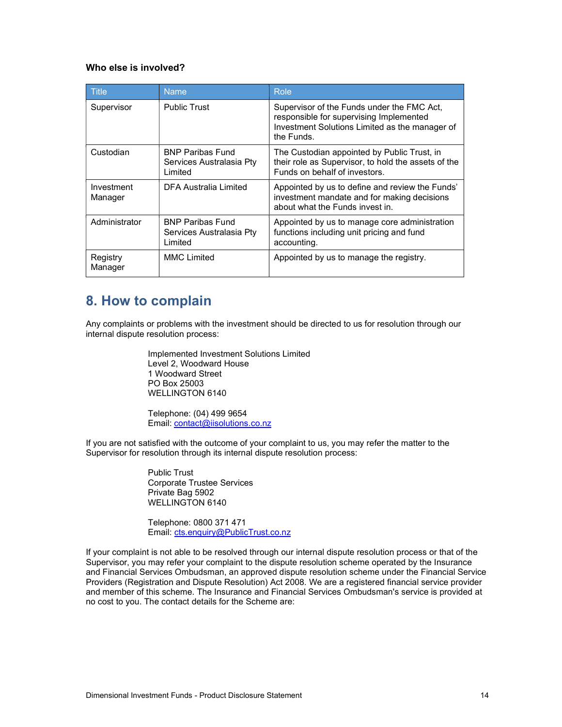**Who else is involved?**

| Title | Name | Role |
|---|---|---|
| Supervisor | Public Trust | Supervisor of the Funds under the FMC Act, responsible for supervising Implemented Investment Solutions Limited as the manager of the Funds. |
| Custodian | BNP Paribas Fund Services Australasia Pty Limited | The Custodian appointed by Public Trust, in their role as Supervisor, to hold the assets of the Funds on behalf of investors. |
| Investment Manager | DFA Australia Limited | Appointed by us to define and review the Funds' investment mandate and for making decisions about what the Funds invest in. |
| Administrator | BNP Paribas Fund Services Australasia Pty Limited | Appointed by us to manage core administration functions including unit pricing and fund accounting. |
| Registry Manager | MMC Limited | Appointed by us to manage the registry. |

# 8. How to complain

Any complaints or problems with the investment should be directed to us for resolution through our internal dispute resolution process:

Implemented Investment Solutions Limited
Level 2, Woodward House
1 Woodward Street
PO Box 25003
WELLINGTON 6140

Telephone: (04) 499 9654
Email: contact@iisolutions.co.nz

If you are not satisfied with the outcome of your complaint to us, you may refer the matter to the Supervisor for resolution through its internal dispute resolution process:

Public Trust
Corporate Trustee Services
Private Bag 5902
WELLINGTON 6140

Telephone: 0800 371 471
Email: cts.enquiry@PublicTrust.co.nz

If your complaint is not able to be resolved through our internal dispute resolution process or that of the Supervisor, you may refer your complaint to the dispute resolution scheme operated by the Insurance and Financial Services Ombudsman, an approved dispute resolution scheme under the Financial Service Providers (Registration and Dispute Resolution) Act 2008. We are a registered financial service provider and member of this scheme. The Insurance and Financial Services Ombudsman's service is provided at no cost to you. The contact details for the Scheme are: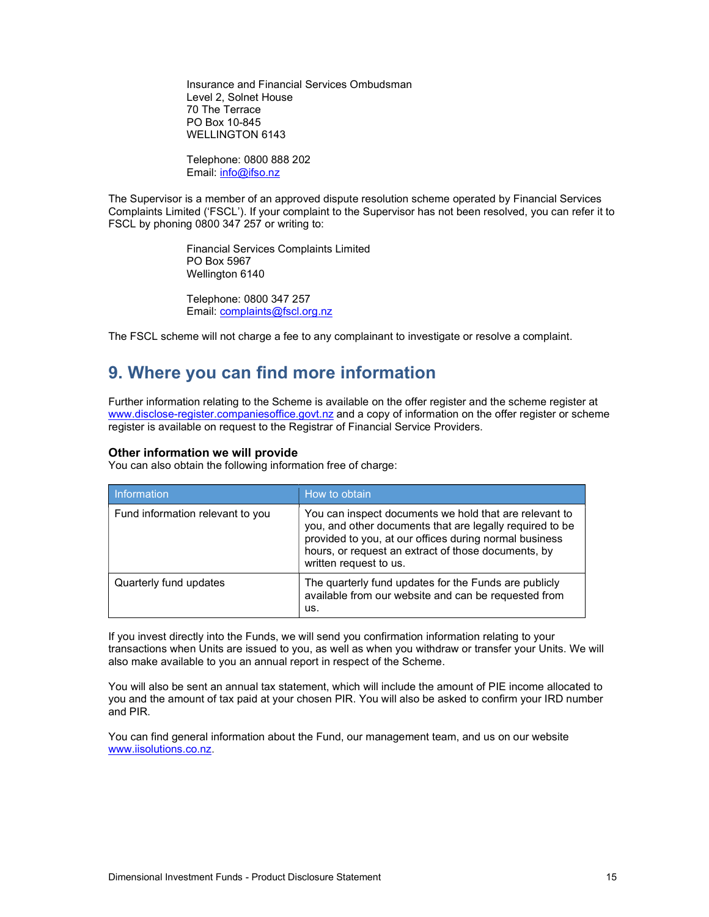Insurance and Financial Services Ombudsman
Level 2, Solnet House
70 The Terrace
PO Box 10-845
WELLINGTON 6143

Telephone: 0800 888 202
Email: info@ifso.nz

The Supervisor is a member of an approved dispute resolution scheme operated by Financial Services Complaints Limited ('FSCL'). If your complaint to the Supervisor has not been resolved, you can refer it to FSCL by phoning 0800 347 257 or writing to:

Financial Services Complaints Limited
PO Box 5967
Wellington 6140

Telephone: 0800 347 257
Email: complaints@fscl.org.nz

The FSCL scheme will not charge a fee to any complainant to investigate or resolve a complaint.

## 9. Where you can find more information

Further information relating to the Scheme is available on the offer register and the scheme register at www.disclose-register.companiesoffice.govt.nz and a copy of information on the offer register or scheme register is available on request to the Registrar of Financial Service Providers.

### Other information we will provide

You can also obtain the following information free of charge:

| Information | How to obtain |
| --- | --- |
| Fund information relevant to you | You can inspect documents we hold that are relevant to you, and other documents that are legally required to be provided to you, at our offices during normal business hours, or request an extract of those documents, by written request to us. |
| Quarterly fund updates | The quarterly fund updates for the Funds are publicly available from our website and can be requested from us. |

If you invest directly into the Funds, we will send you confirmation information relating to your transactions when Units are issued to you, as well as when you withdraw or transfer your Units. We will also make available to you an annual report in respect of the Scheme.

You will also be sent an annual tax statement, which will include the amount of PIE income allocated to you and the amount of tax paid at your chosen PIR. You will also be asked to confirm your IRD number and PIR.

You can find general information about the Fund, our management team, and us on our website www.iisolutions.co.nz.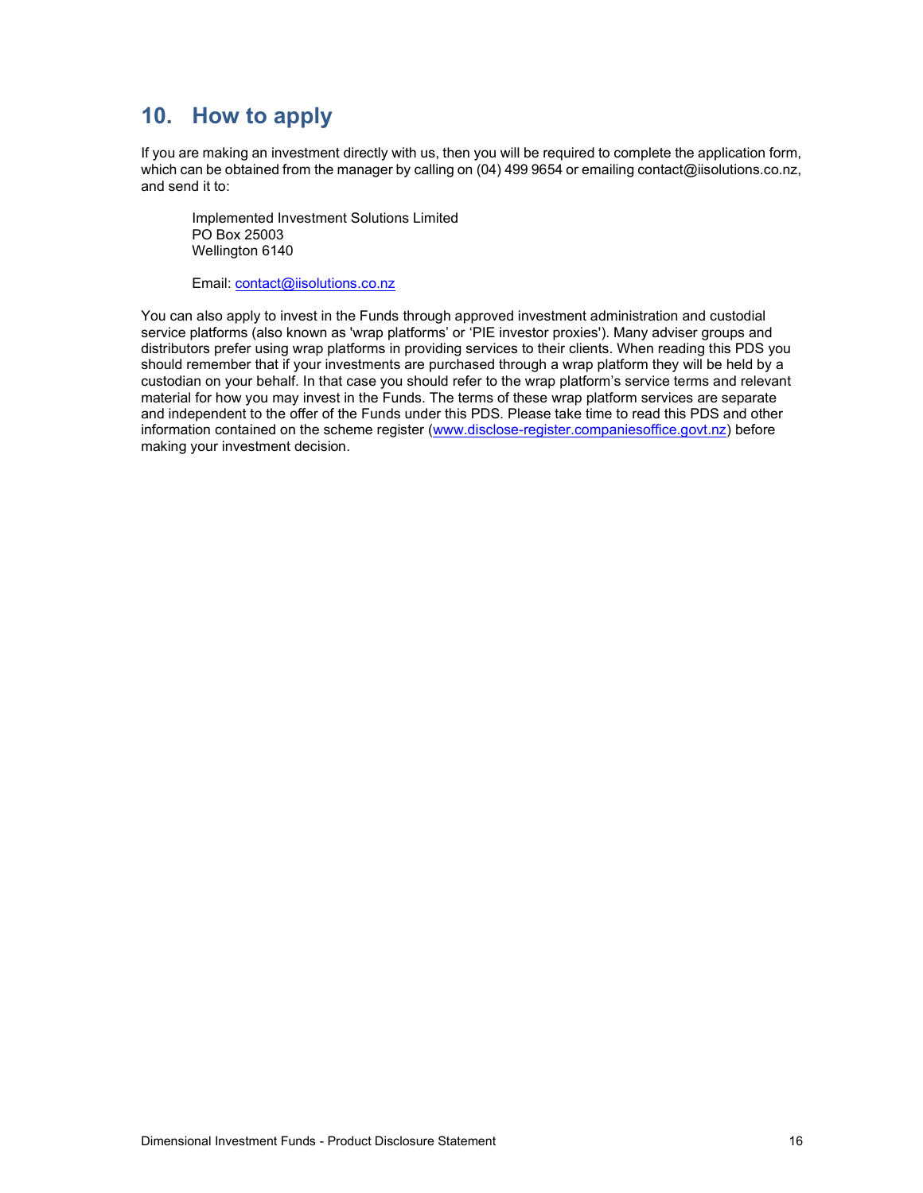## 10. How to apply

If you are making an investment directly with us, then you will be required to complete the application form, which can be obtained from the manager by calling on (04) 499 9654 or emailing contact@iisolutions.co.nz, and send it to:

Implemented Investment Solutions Limited
PO Box 25003
Wellington 6140

Email: contact@iisolutions.co.nz

You can also apply to invest in the Funds through approved investment administration and custodial service platforms (also known as 'wrap platforms' or 'PIE investor proxies'). Many adviser groups and distributors prefer using wrap platforms in providing services to their clients. When reading this PDS you should remember that if your investments are purchased through a wrap platform they will be held by a custodian on your behalf. In that case you should refer to the wrap platform's service terms and relevant material for how you may invest in the Funds. The terms of these wrap platform services are separate and independent to the offer of the Funds under this PDS. Please take time to read this PDS and other information contained on the scheme register (www.disclose-register.companiesoffice.govt.nz) before making your investment decision.